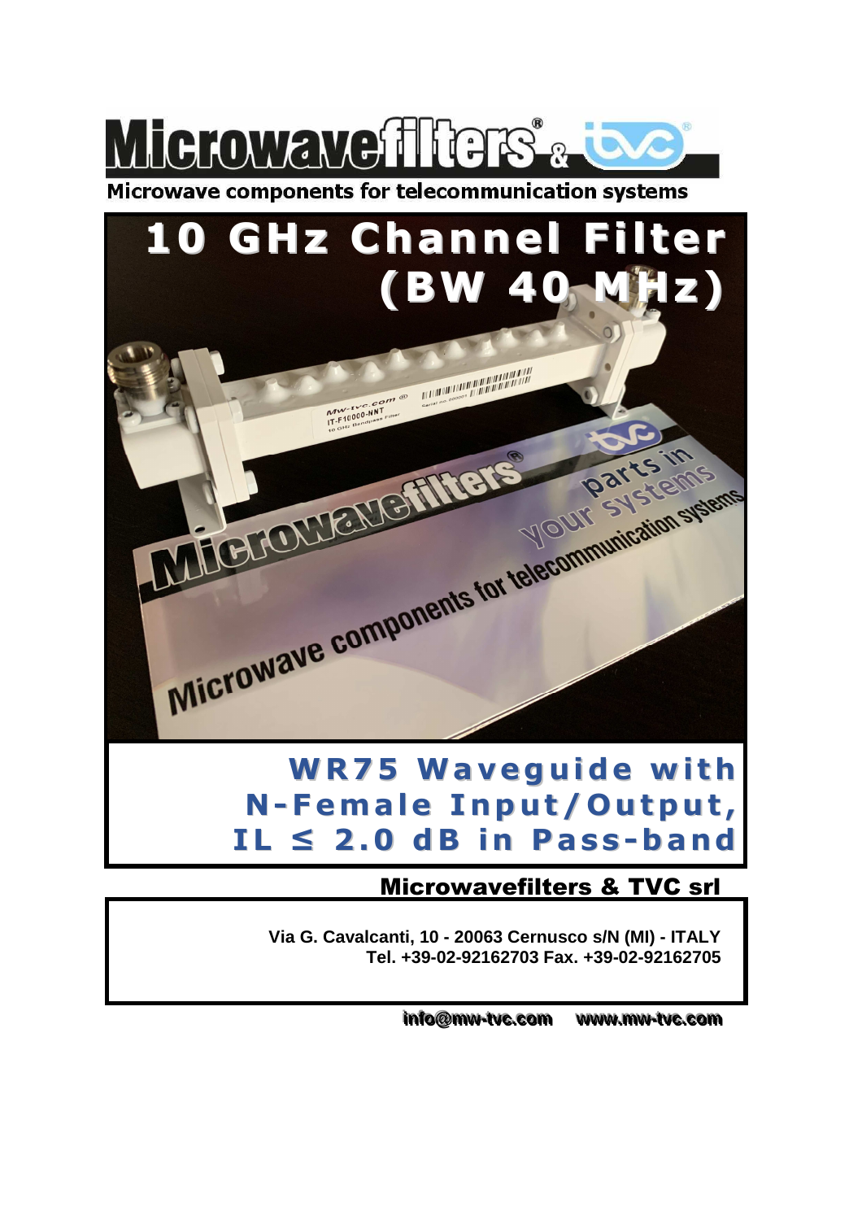# Microwavefilters® & tvc®

Microwave components for telecommunication systems

# 10 GHz Channel Filter (BW 40 MHz)

## WR75 Waveguide with N-Female Input/Output, IL ≤ 2.0 dB in Pass-band

**Microwavefilters & TVC srl**

**Via G. Cavalcanti, 10 - 20063 Cernusco s/N (MI) - ITALY**
**Tel. +39-02-92162703 Fax. +39-02-92162705**

**info@mw-tvc.com www.mw-tvc.com**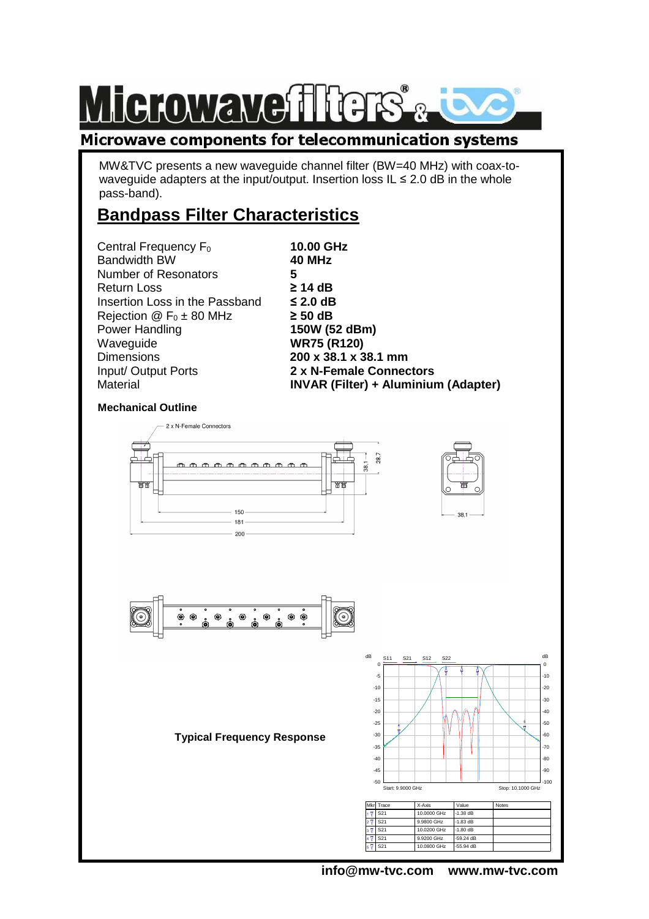# Microwavefilters® & tvc®

## Microwave components for telecommunication systems

MW&TVC presents a new waveguide channel filter (BW=40 MHz) with coax-to-waveguide adapters at the input/output. Insertion loss IL ≤ 2.0 dB in the whole pass-band).

## Bandpass Filter Characteristics

| | |
|---|---|
| Central Frequency $F_0$ | **10.00 GHz** |
| Bandwidth BW | **40 MHz** |
| Number of Resonators | **5** |
| Return Loss | **≥ 14 dB** |
| Insertion Loss in the Passband | **≤ 2.0 dB** |
| Rejection @ $F_0$ ± 80 MHz | **≥ 50 dB** |
| Power Handling | **150W (52 dBm)** |
| Waveguide | **WR75 (R120)** |
| Dimensions | **200 x 38.1 x 38.1 mm** |
| Input/ Output Ports | **2 x N-Female Connectors** |
| Material | **INVAR (Filter) + Aluminium (Adapter)** |

**Mechanical Outline**

2 x N-Female Connectors

38,1

28,7

150

181

200

38,1

**Typical Frequency Response**

dB S11 S21 S12 S22 dB

0 -5 -10 -15 -20 -25 -30 -35 -40 -45 -50

0 -10 -20 -30 -40 -50 -60 -70 -80 -90 -100

Start: 9.9000 GHz Stop: 10.1000 GHz

| Mkr | Trace | X-Axis | Value | Notes |
|---|---|---|---|---|
| 1 | S21 | 10.0000 GHz | -1.38 dB | |
| 2 | S21 | 9.9800 GHz | -1.83 dB | |
| 3 | S21 | 10.0200 GHz | -1.80 dB | |
| 4 | S21 | 9.9200 GHz | -59.24 dB | |
| 5 | S21 | 10.0800 GHz | -55.94 dB | |

**info@mw-tvc.com www.mw-tvc.com**